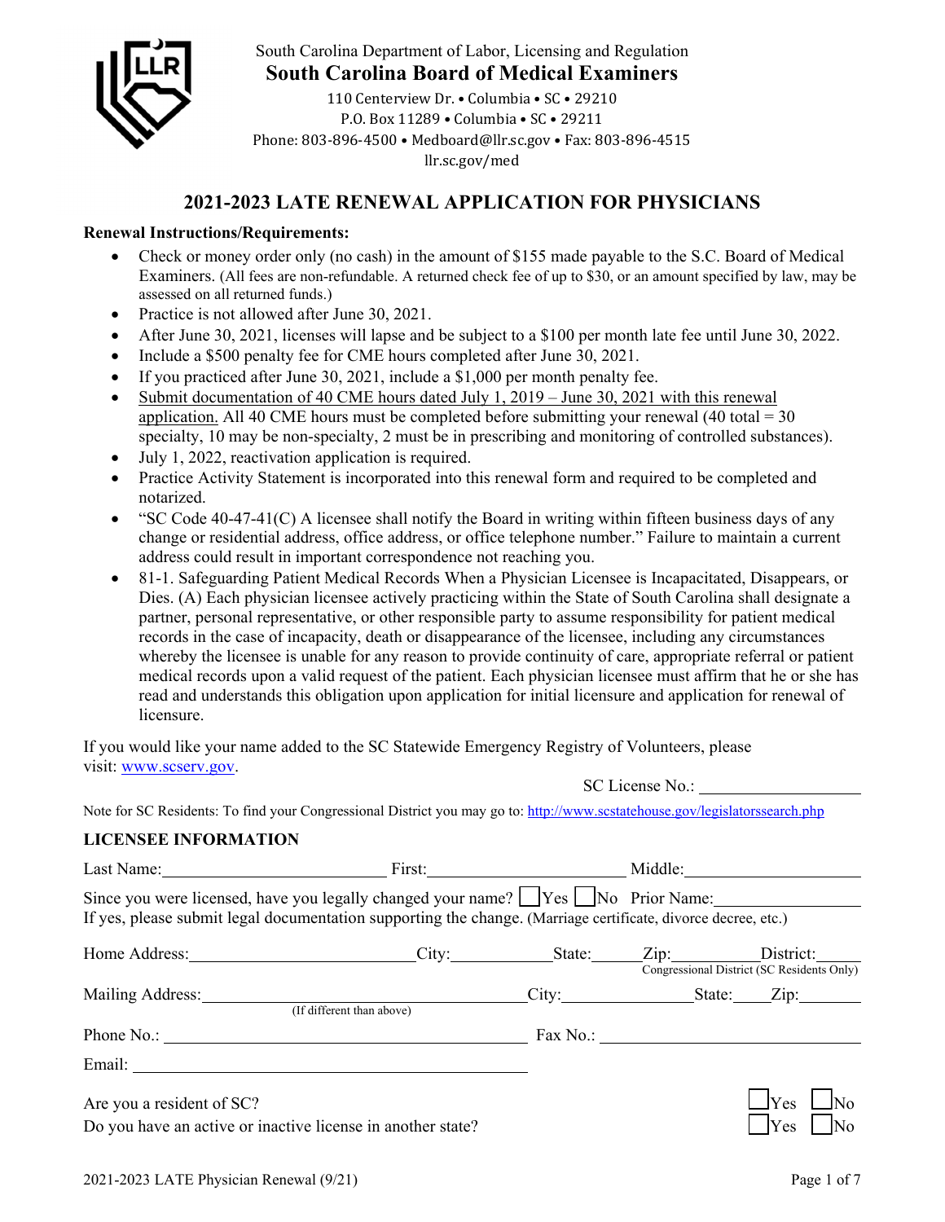South Carolina Department of Labor, Licensing and Regulation

# South Carolina Board of Medical Examiners

110 Centerview Dr. • Columbia • SC • 29210
P.O. Box 11289 • Columbia • SC • 29211
Phone: 803-896-4500 • Medboard@llr.sc.gov • Fax: 803-896-4515
llr.sc.gov/med

## 2021-2023 LATE RENEWAL APPLICATION FOR PHYSICIANS

**Renewal Instructions/Requirements:**

- Check or money order only (no cash) in the amount of $155 made payable to the S.C. Board of Medical Examiners. (All fees are non-refundable. A returned check fee of up to $30, or an amount specified by law, may be assessed on all returned funds.)
- Practice is not allowed after June 30, 2021.
- After June 30, 2021, licenses will lapse and be subject to a $100 per month late fee until June 30, 2022.
- Include a $500 penalty fee for CME hours completed after June 30, 2021.
- If you practiced after June 30, 2021, include a $1,000 per month penalty fee.
- Submit documentation of 40 CME hours dated July 1, 2019 – June 30, 2021 with this renewal application. All 40 CME hours must be completed before submitting your renewal (40 total = 30 specialty, 10 may be non-specialty, 2 must be in prescribing and monitoring of controlled substances).
- July 1, 2022, reactivation application is required.
- Practice Activity Statement is incorporated into this renewal form and required to be completed and notarized.
- "SC Code 40-47-41(C) A licensee shall notify the Board in writing within fifteen business days of any change or residential address, office address, or office telephone number." Failure to maintain a current address could result in important correspondence not reaching you.
- 81-1. Safeguarding Patient Medical Records When a Physician Licensee is Incapacitated, Disappears, or Dies. (A) Each physician licensee actively practicing within the State of South Carolina shall designate a partner, personal representative, or other responsible party to assume responsibility for patient medical records in the case of incapacity, death or disappearance of the licensee, including any circumstances whereby the licensee is unable for any reason to provide continuity of care, appropriate referral or patient medical records upon a valid request of the patient. Each physician licensee must affirm that he or she has read and understands this obligation upon application for initial licensure and application for renewal of licensure.

If you would like your name added to the SC Statewide Emergency Registry of Volunteers, please visit: www.scserv.gov.

SC License No.: ____________________

Note for SC Residents: To find your Congressional District you may go to: http://www.scstatehouse.gov/legislatorssearch.php

### LICENSEE INFORMATION

Last Name: ____________________ First: ____________________ Middle: ____________________

Since you were licensed, have you legally changed your name? ☐ Yes ☐ No Prior Name: ____________________
If yes, please submit legal documentation supporting the change. (Marriage certificate, divorce decree, etc.)

Home Address: ____________________ City: __________ State: ______ Zip: __________ District: ______
Congressional District (SC Residents Only)

Mailing Address: ____________________ (If different than above) City: __________ State: ______ Zip: __________

Phone No.: ____________________ Fax No.: ____________________

Email: ____________________

Are you a resident of SC? ☐ Yes ☐ No

Do you have an active or inactive license in another state? ☐ Yes ☐ No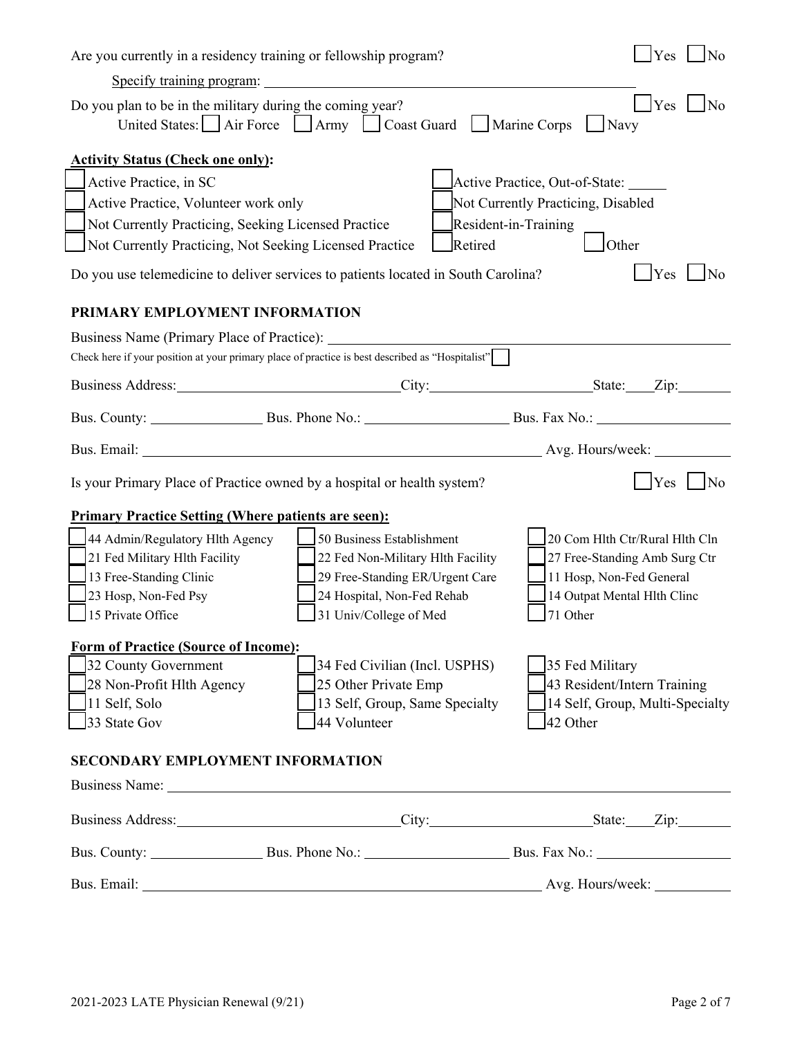Are you currently in a residency training or fellowship program? ☐ Yes ☐ No

Specify training program: ____________________

Do you plan to be in the military during the coming year? ☐ Yes ☐ No

United States: ☐ Air Force ☐ Army ☐ Coast Guard ☐ Marine Corps ☐ Navy

**Activity Status (Check one only):**

- ☐ Active Practice, in SC
- ☐ Active Practice, Volunteer work only
- ☐ Not Currently Practicing, Seeking Licensed Practice
- ☐ Not Currently Practicing, Not Seeking Licensed Practice
- ☐ Active Practice, Out-of-State: ______
- ☐ Not Currently Practicing, Disabled
- ☐ Resident-in-Training
- ☐ Retired
- ☐ Other

Do you use telemedicine to deliver services to patients located in South Carolina? ☐ Yes ☐ No

## PRIMARY EMPLOYMENT INFORMATION

Business Name (Primary Place of Practice): ____________________

Check here if your position at your primary place of practice is best described as "Hospitalist" ☐

Business Address: ____________________ City: ____________________ State: ____ Zip: ________

Bus. County: ____________ Bus. Phone No.: ____________ Bus. Fax No.: ____________

Bus. Email: ____________________ Avg. Hours/week: ________

Is your Primary Place of Practice owned by a hospital or health system? ☐ Yes ☐ No

**Primary Practice Setting (Where patients are seen):**

- ☐ 44 Admin/Regulatory Hlth Agency
- ☐ 21 Fed Military Hlth Facility
- ☐ 13 Free-Standing Clinic
- ☐ 23 Hosp, Non-Fed Psy
- ☐ 15 Private Office
- ☐ 50 Business Establishment
- ☐ 22 Fed Non-Military Hlth Facility
- ☐ 29 Free-Standing ER/Urgent Care
- ☐ 24 Hospital, Non-Fed Rehab
- ☐ 31 Univ/College of Med
- ☐ 20 Com Hlth Ctr/Rural Hlth Cln
- ☐ 27 Free-Standing Amb Surg Ctr
- ☐ 11 Hosp, Non-Fed General
- ☐ 14 Outpat Mental Hlth Clinc
- ☐ 71 Other

**Form of Practice (Source of Income):**

- ☐ 32 County Government
- ☐ 28 Non-Profit Hlth Agency
- ☐ 11 Self, Solo
- ☐ 33 State Gov
- ☐ 34 Fed Civilian (Incl. USPHS)
- ☐ 25 Other Private Emp
- ☐ 13 Self, Group, Same Specialty
- ☐ 44 Volunteer
- ☐ 35 Fed Military
- ☐ 43 Resident/Intern Training
- ☐ 14 Self, Group, Multi-Specialty
- ☐ 42 Other

## SECONDARY EMPLOYMENT INFORMATION

Business Name: ____________________

Business Address: ____________________ City: ____________________ State: ____ Zip: ________

Bus. County: ____________ Bus. Phone No.: ____________ Bus. Fax No.: ____________

Bus. Email: ____________________ Avg. Hours/week: ________

2021-2023 LATE Physician Renewal (9/21)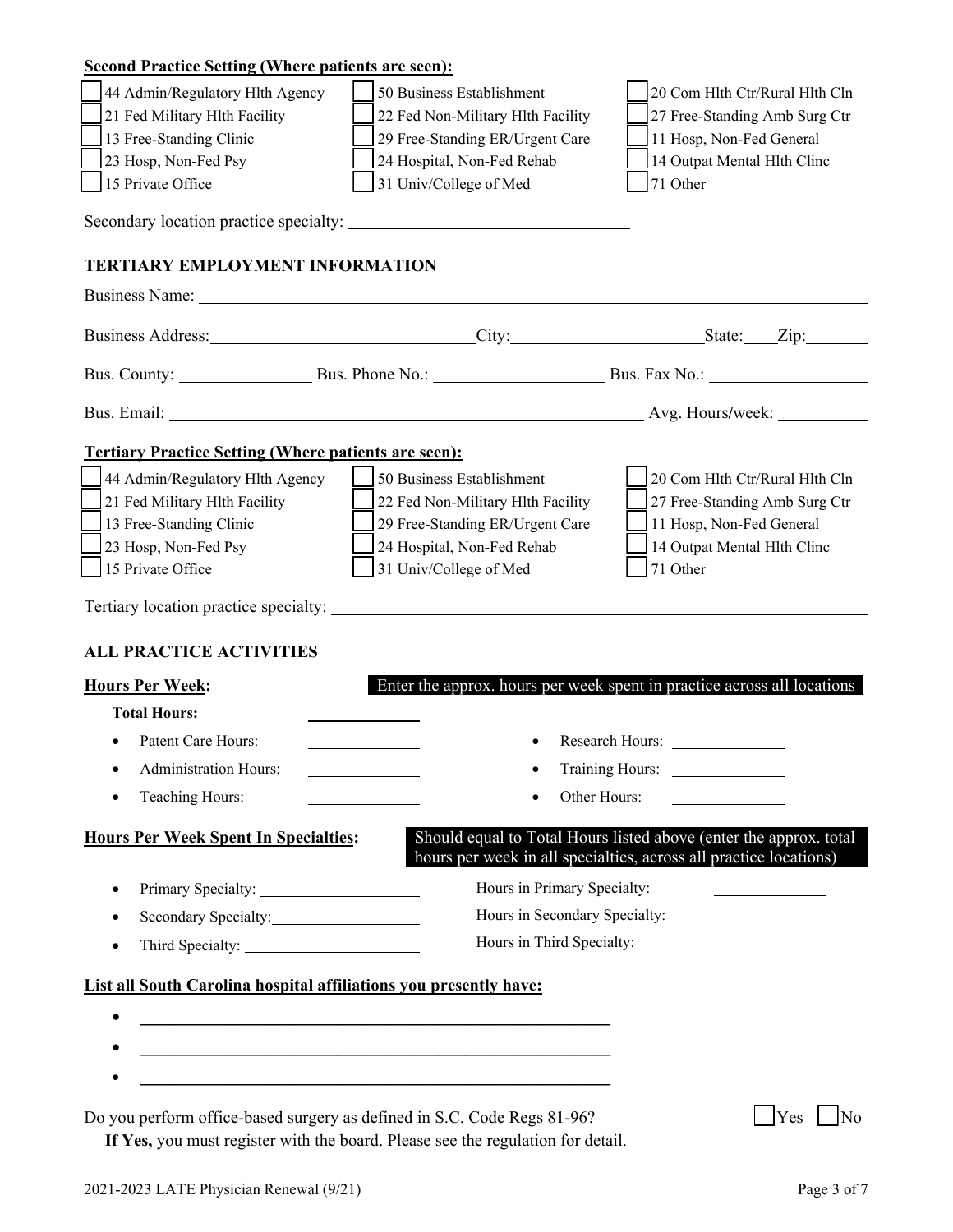**Second Practice Setting (Where patients are seen):**

- ☐ 44 Admin/Regulatory Hlth Agency
- ☐ 50 Business Establishment
- ☐ 20 Com Hlth Ctr/Rural Hlth Cln
- ☐ 21 Fed Military Hlth Facility
- ☐ 22 Fed Non-Military Hlth Facility
- ☐ 27 Free-Standing Amb Surg Ctr
- ☐ 13 Free-Standing Clinic
- ☐ 29 Free-Standing ER/Urgent Care
- ☐ 11 Hosp, Non-Fed General
- ☐ 23 Hosp, Non-Fed Psy
- ☐ 24 Hospital, Non-Fed Rehab
- ☐ 14 Outpat Mental Hlth Clinc
- ☐ 15 Private Office
- ☐ 31 Univ/College of Med
- ☐ 71 Other

Secondary location practice specialty: ______________________________

## TERTIARY EMPLOYMENT INFORMATION

Business Name: ______________________________________________________________

Business Address: ______________________ City: ____________________ State: ____ Zip: ________

Bus. County: ______________ Bus. Phone No.: __________________ Bus. Fax No.: __________________

Bus. Email: ____________________________________________ Avg. Hours/week: __________

**Tertiary Practice Setting (Where patients are seen):**

- ☐ 44 Admin/Regulatory Hlth Agency
- ☐ 50 Business Establishment
- ☐ 20 Com Hlth Ctr/Rural Hlth Cln
- ☐ 21 Fed Military Hlth Facility
- ☐ 22 Fed Non-Military Hlth Facility
- ☐ 27 Free-Standing Amb Surg Ctr
- ☐ 13 Free-Standing Clinic
- ☐ 29 Free-Standing ER/Urgent Care
- ☐ 11 Hosp, Non-Fed General
- ☐ 23 Hosp, Non-Fed Psy
- ☐ 24 Hospital, Non-Fed Rehab
- ☐ 14 Outpat Mental Hlth Clinc
- ☐ 15 Private Office
- ☐ 31 Univ/College of Med
- ☐ 71 Other

Tertiary location practice specialty: ______________________________________________

## ALL PRACTICE ACTIVITIES

**Hours Per Week:** Enter the approx. hours per week spent in practice across all locations

**Total Hours:** __________

- Patent Care Hours: __________
- Administration Hours: __________
- Teaching Hours: __________
- Research Hours: __________
- Training Hours: __________
- Other Hours: __________

**Hours Per Week Spent In Specialties:** Should equal to Total Hours listed above (enter the approx. total hours per week in all specialties, across all practice locations)

- Primary Specialty: __________________ Hours in Primary Specialty: __________
- Secondary Specialty: __________________ Hours in Secondary Specialty: __________
- Third Specialty: __________________ Hours in Third Specialty: __________

**List all South Carolina hospital affiliations you presently have:**

- ______________________________________________
- ______________________________________________
- ______________________________________________

Do you perform office-based surgery as defined in S.C. Code Regs 81-96? ☐ Yes ☐ No

**If Yes,** you must register with the board. Please see the regulation for detail.

2021-2023 LATE Physician Renewal (9/21)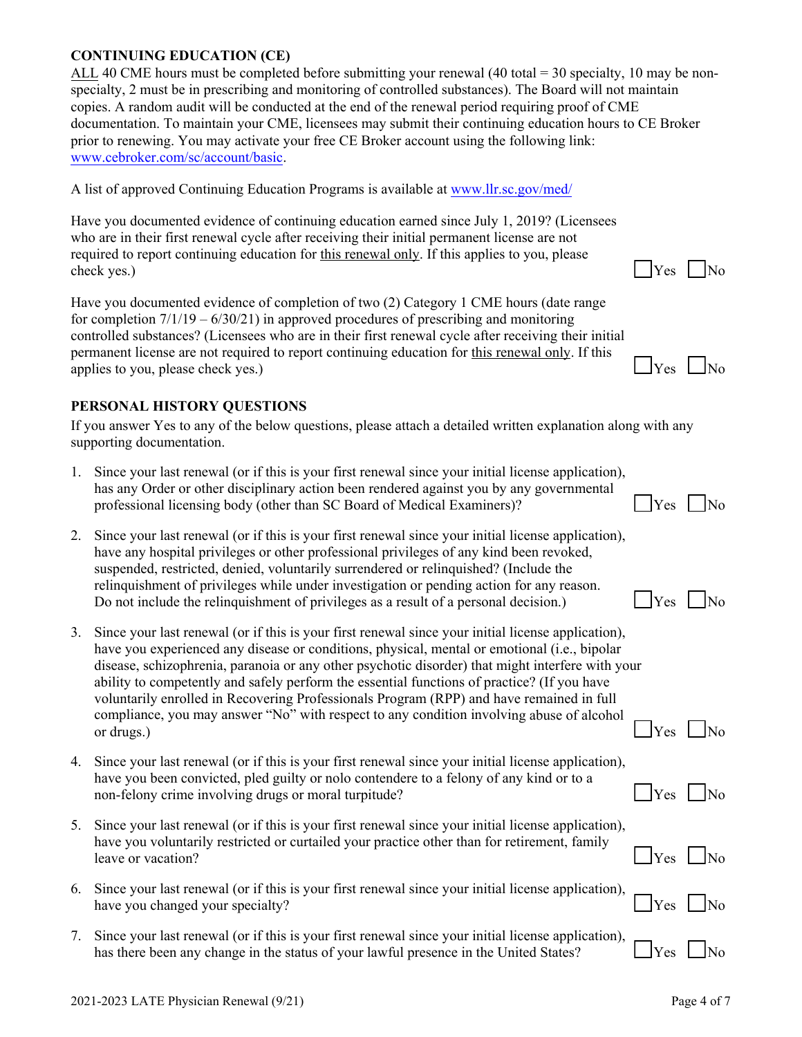## CONTINUING EDUCATION (CE)

ALL 40 CME hours must be completed before submitting your renewal (40 total = 30 specialty, 10 may be non-specialty, 2 must be in prescribing and monitoring of controlled substances). The Board will not maintain copies. A random audit will be conducted at the end of the renewal period requiring proof of CME documentation. To maintain your CME, licensees may submit their continuing education hours to CE Broker prior to renewing. You may activate your free CE Broker account using the following link: www.cebroker.com/sc/account/basic.

A list of approved Continuing Education Programs is available at www.llr.sc.gov/med/

Have you documented evidence of continuing education earned since July 1, 2019? (Licensees who are in their first renewal cycle after receiving their initial permanent license are not required to report continuing education for this renewal only. If this applies to you, please check yes.) ☐ Yes ☐ No

Have you documented evidence of completion of two (2) Category 1 CME hours (date range for completion 7/1/19 – 6/30/21) in approved procedures of prescribing and monitoring controlled substances? (Licensees who are in their first renewal cycle after receiving their initial permanent license are not required to report continuing education for this renewal only. If this applies to you, please check yes.) ☐ Yes ☐ No

## PERSONAL HISTORY QUESTIONS

If you answer Yes to any of the below questions, please attach a detailed written explanation along with any supporting documentation.

1. Since your last renewal (or if this is your first renewal since your initial license application), has any Order or other disciplinary action been rendered against you by any governmental professional licensing body (other than SC Board of Medical Examiners)? ☐ Yes ☐ No
2. Since your last renewal (or if this is your first renewal since your initial license application), have any hospital privileges or other professional privileges of any kind been revoked, suspended, restricted, denied, voluntarily surrendered or relinquished? (Include the relinquishment of privileges while under investigation or pending action for any reason. Do not include the relinquishment of privileges as a result of a personal decision.) ☐ Yes ☐ No
3. Since your last renewal (or if this is your first renewal since your initial license application), have you experienced any disease or conditions, physical, mental or emotional (i.e., bipolar disease, schizophrenia, paranoia or any other psychotic disorder) that might interfere with your ability to competently and safely perform the essential functions of practice? (If you have voluntarily enrolled in Recovering Professionals Program (RPP) and have remained in full compliance, you may answer "No" with respect to any condition involving abuse of alcohol or drugs.) ☐ Yes ☐ No
4. Since your last renewal (or if this is your first renewal since your initial license application), have you been convicted, pled guilty or nolo contendere to a felony of any kind or to a non-felony crime involving drugs or moral turpitude? ☐ Yes ☐ No
5. Since your last renewal (or if this is your first renewal since your initial license application), have you voluntarily restricted or curtailed your practice other than for retirement, family leave or vacation? ☐ Yes ☐ No
6. Since your last renewal (or if this is your first renewal since your initial license application), have you changed your specialty? ☐ Yes ☐ No
7. Since your last renewal (or if this is your first renewal since your initial license application), has there been any change in the status of your lawful presence in the United States? ☐ Yes ☐ No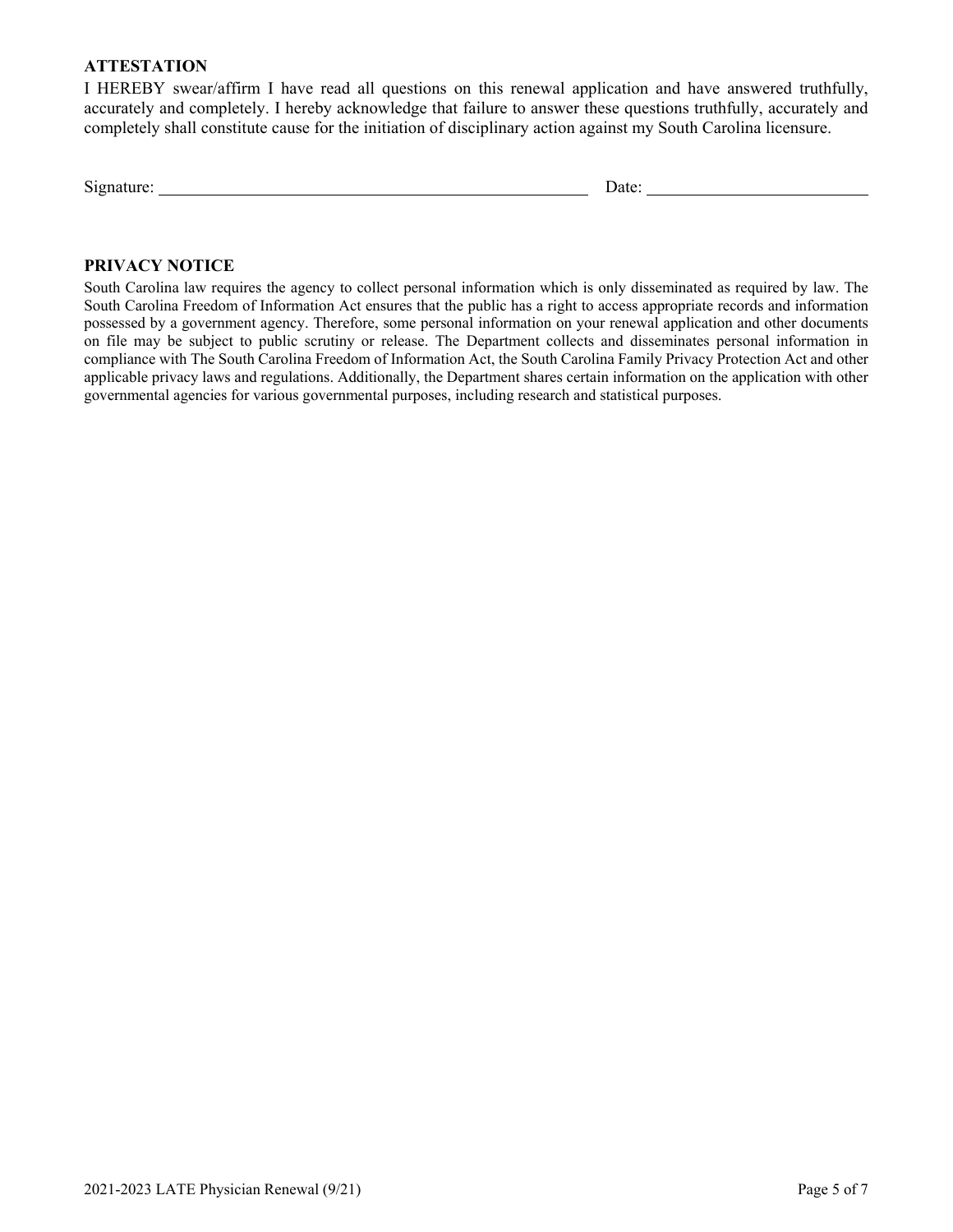**ATTESTATION**

I HEREBY swear/affirm I have read all questions on this renewal application and have answered truthfully, accurately and completely. I hereby acknowledge that failure to answer these questions truthfully, accurately and completely shall constitute cause for the initiation of disciplinary action against my South Carolina licensure.

Signature: ______________________________________________ Date: ________________________

**PRIVACY NOTICE**

South Carolina law requires the agency to collect personal information which is only disseminated as required by law. The South Carolina Freedom of Information Act ensures that the public has a right to access appropriate records and information possessed by a government agency. Therefore, some personal information on your renewal application and other documents on file may be subject to public scrutiny or release. The Department collects and disseminates personal information in compliance with The South Carolina Freedom of Information Act, the South Carolina Family Privacy Protection Act and other applicable privacy laws and regulations. Additionally, the Department shares certain information on the application with other governmental agencies for various governmental purposes, including research and statistical purposes.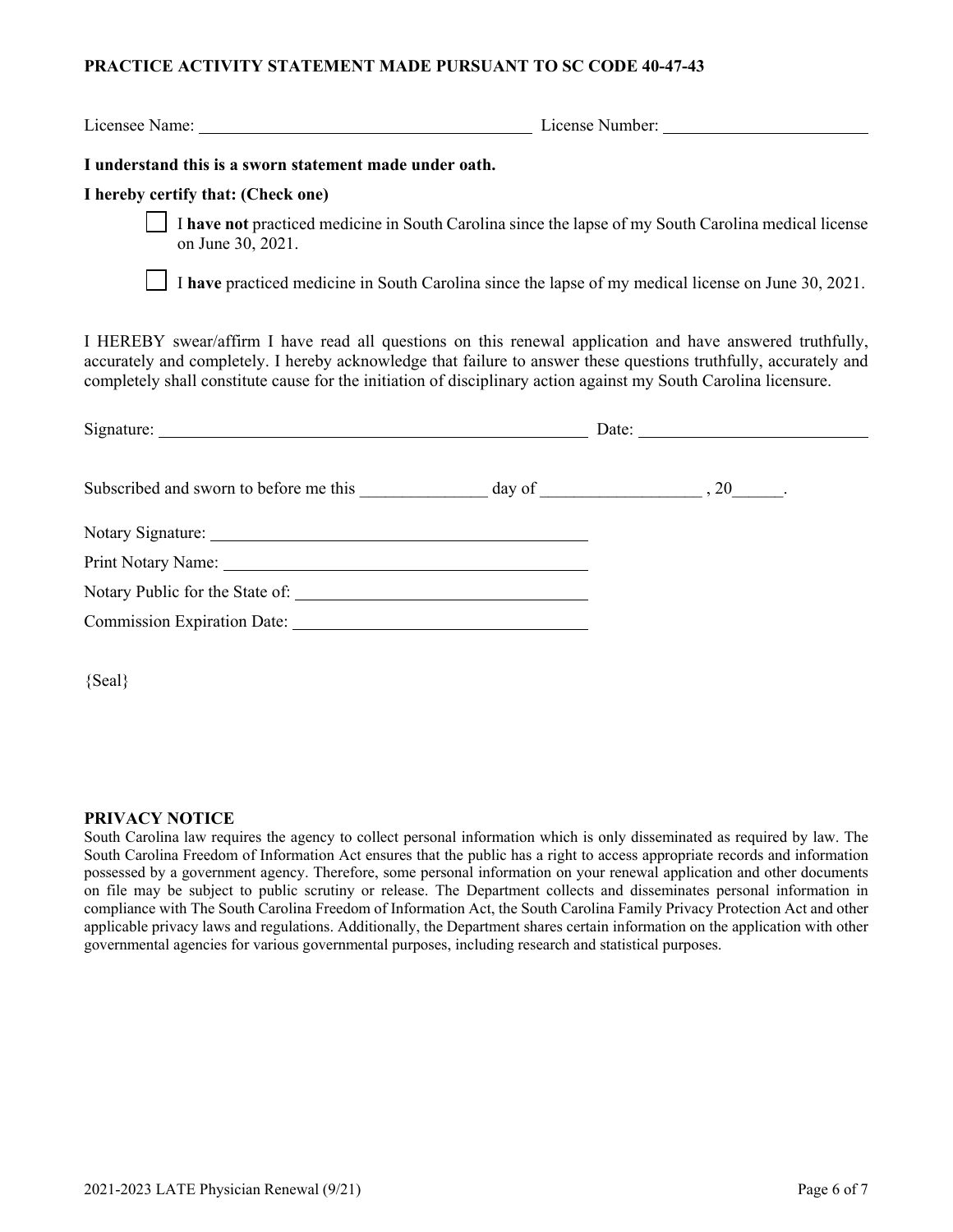**PRACTICE ACTIVITY STATEMENT MADE PURSUANT TO SC CODE 40-47-43**

Licensee Name: ________________________________________ License Number: ________________________

**I understand this is a sworn statement made under oath.**

**I hereby certify that: (Check one)**

☐ I **have not** practiced medicine in South Carolina since the lapse of my South Carolina medical license on June 30, 2021.

☐ I **have** practiced medicine in South Carolina since the lapse of my medical license on June 30, 2021.

I HEREBY swear/affirm I have read all questions on this renewal application and have answered truthfully, accurately and completely. I hereby acknowledge that failure to answer these questions truthfully, accurately and completely shall constitute cause for the initiation of disciplinary action against my South Carolina licensure.

Signature: ______________________________________________________ Date: ___________________________

Subscribed and sworn to before me this _______________ day of ___________________ , 20______.

Notary Signature: ______________________________________________

Print Notary Name: ______________________________________________

Notary Public for the State of: ___________________________________

Commission Expiration Date: ____________________________________

{Seal}

**PRIVACY NOTICE**

South Carolina law requires the agency to collect personal information which is only disseminated as required by law. The South Carolina Freedom of Information Act ensures that the public has a right to access appropriate records and information possessed by a government agency. Therefore, some personal information on your renewal application and other documents on file may be subject to public scrutiny or release. The Department collects and disseminates personal information in compliance with The South Carolina Freedom of Information Act, the South Carolina Family Privacy Protection Act and other applicable privacy laws and regulations. Additionally, the Department shares certain information on the application with other governmental agencies for various governmental purposes, including research and statistical purposes.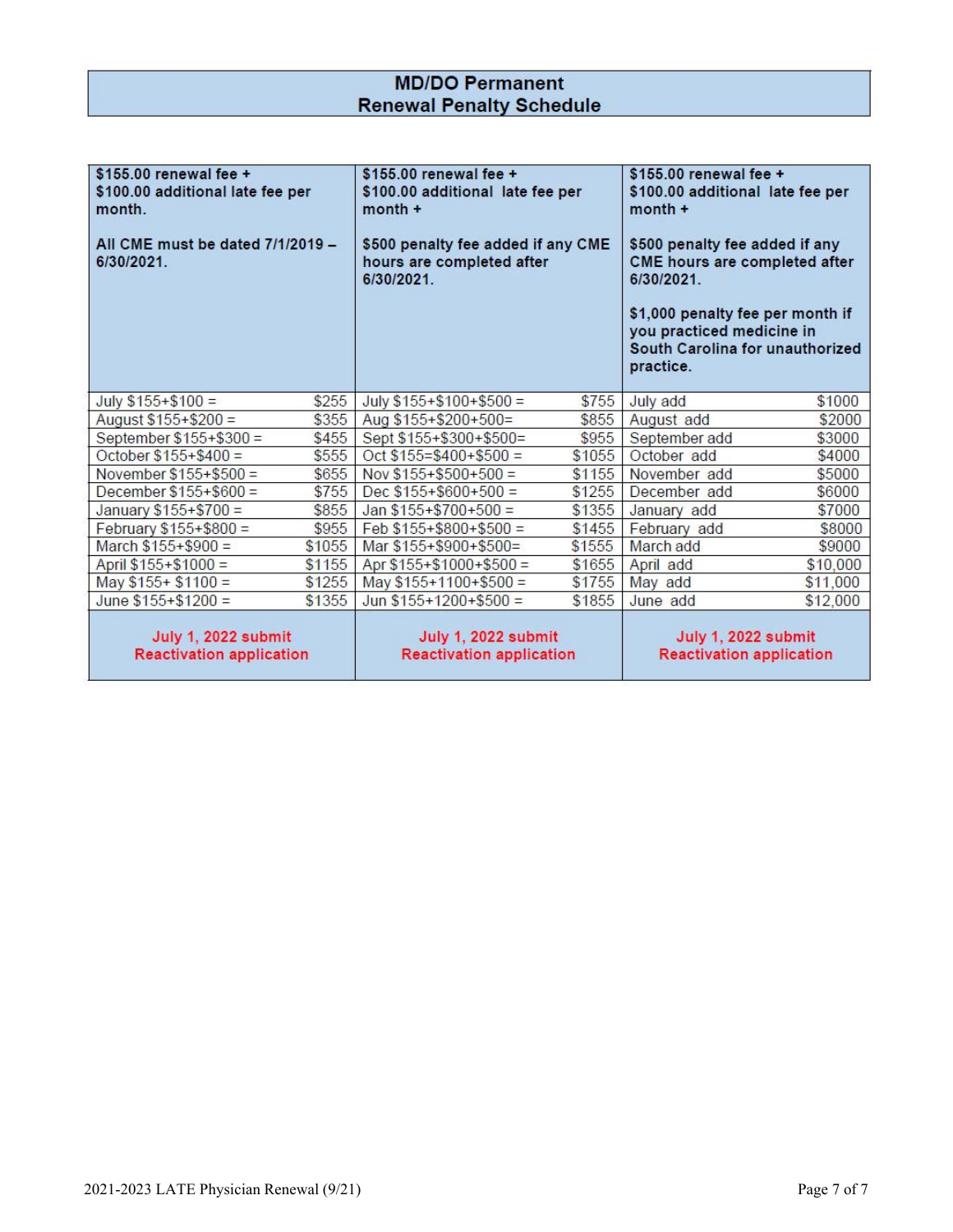# MD/DO Permanent Renewal Penalty Schedule

| | | | | | |
|---|---|---|---|---|---|
| **$155.00 renewal fee + $100.00 additional late fee per month.**<br><br>**All CME must be dated 7/1/2019 – 6/30/2021.** | | **$155.00 renewal fee + $100.00 additional late fee per month +**<br><br>**$500 penalty fee added if any CME hours are completed after 6/30/2021.** | | **$155.00 renewal fee + $100.00 additional late fee per month +**<br><br>**$500 penalty fee added if any CME hours are completed after 6/30/2021.**<br><br>**$1,000 penalty fee per month if you practiced medicine in South Carolina for unauthorized practice.** | |
| July $155+$100 = | $255 | July $155+$100+$500 = | $755 | July add | $1000 |
| August $155+$200 = | $355 | Aug $155+$200+500= | $855 | August add | $2000 |
| September $155+$300 = | $455 | Sept $155+$300+$500= | $955 | September add | $3000 |
| October $155+$400 = | $555 | Oct $155=$400+$500 = | $1055 | October add | $4000 |
| November $155+$500 = | $655 | Nov $155+$500+500 = | $1155 | November add | $5000 |
| December $155+$600 = | $755 | Dec $155+$600+500 = | $1255 | December add | $6000 |
| January $155+$700 = | $855 | Jan $155+$700+500 = | $1355 | January add | $7000 |
| February $155+$800 = | $955 | Feb $155+$800+$500 = | $1455 | February add | $8000 |
| March $155+$900 = | $1055 | Mar $155+$900+$500= | $1555 | March add | $9000 |
| April $155+$1000 = | $1155 | Apr $155+$1000+$500 = | $1655 | April add | $10,000 |
| May $155+ $1100 = | $1255 | May $155+1100+$500 = | $1755 | May add | $11,000 |
| June $155+$1200 = | $1355 | Jun $155+1200+$500 = | $1855 | June add | $12,000 |
| July 1, 2022 submit Reactivation application | | July 1, 2022 submit Reactivation application | | July 1, 2022 submit Reactivation application | |

2021-2023 LATE Physician Renewal (9/21)